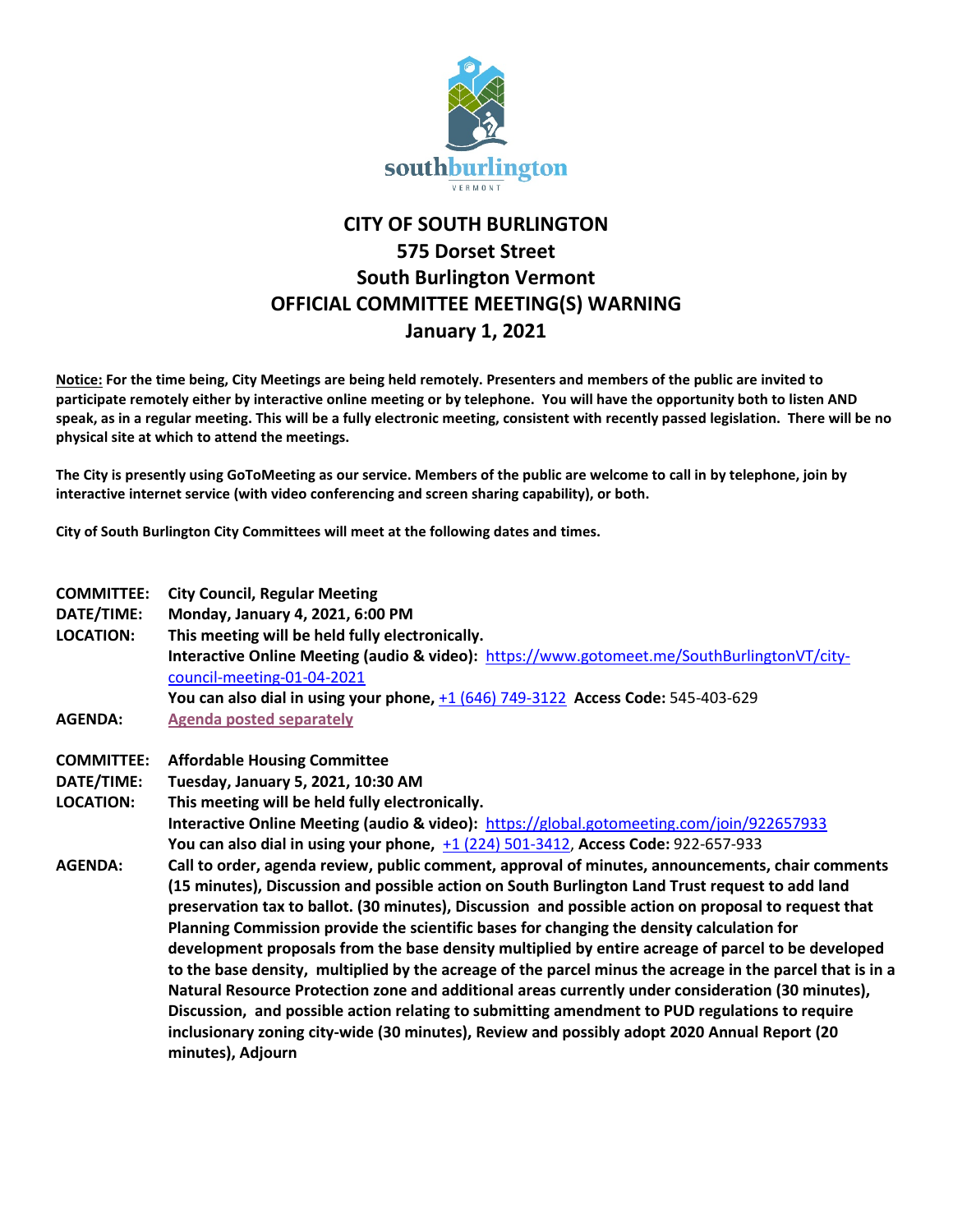southburlington
VERMONT

# CITY OF SOUTH BURLINGTON
## 575 Dorset Street
## South Burlington Vermont
## OFFICIAL COMMITTEE MEETING(S) WARNING
## January 1, 2021

**Notice:** **For the time being, City Meetings are being held remotely. Presenters and members of the public are invited to participate remotely either by interactive online meeting or by telephone. You will have the opportunity both to listen AND speak, as in a regular meeting. This will be a fully electronic meeting, consistent with recently passed legislation. There will be no physical site at which to attend the meetings.**

**The City is presently using GoToMeeting as our service. Members of the public are welcome to call in by telephone, join by interactive internet service (with video conferencing and screen sharing capability), or both.**

**City of South Burlington City Committees will meet at the following dates and times.**

**COMMITTEE:** **City Council, Regular Meeting**
**DATE/TIME:** **Monday, January 4, 2021, 6:00 PM**
**LOCATION:** **This meeting will be held fully electronically.**
**Interactive Online Meeting (audio & video):** https://www.gotomeet.me/SouthBurlingtonVT/city-council-meeting-01-04-2021
**You can also dial in using your phone,** +1 (646) 749-3122 **Access Code:** 545-403-629
**AGENDA:** Agenda posted separately

**COMMITTEE:** **Affordable Housing Committee**
**DATE/TIME:** **Tuesday, January 5, 2021, 10:30 AM**
**LOCATION:** **This meeting will be held fully electronically.**
**Interactive Online Meeting (audio & video):** https://global.gotomeeting.com/join/922657933
**You can also dial in using your phone,** +1 (224) 501-3412, **Access Code:** 922-657-933
**AGENDA:** **Call to order, agenda review, public comment, approval of minutes, announcements, chair comments (15 minutes), Discussion and possible action on South Burlington Land Trust request to add land preservation tax to ballot. (30 minutes), Discussion and possible action on proposal to request that Planning Commission provide the scientific bases for changing the density calculation for development proposals from the base density multiplied by entire acreage of parcel to be developed to the base density, multiplied by the acreage of the parcel minus the acreage in the parcel that is in a Natural Resource Protection zone and additional areas currently under consideration (30 minutes), Discussion, and possible action relating to submitting amendment to PUD regulations to require inclusionary zoning city-wide (30 minutes), Review and possibly adopt 2020 Annual Report (20 minutes), Adjourn**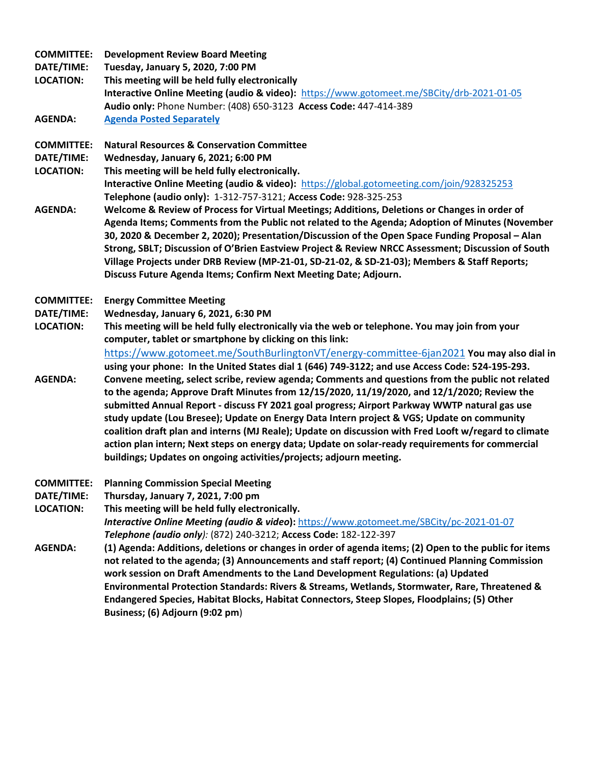**COMMITTEE:** **Development Review Board Meeting**
**DATE/TIME:** **Tuesday, January 5, 2020, 7:00 PM**
**LOCATION:** **This meeting will be held fully electronically**
**Interactive Online Meeting (audio & video):** https://www.gotomeet.me/SBCity/drb-2021-01-05
**Audio only:** Phone Number: (408) 650-3123 **Access Code:** 447-414-389
**AGENDA:** **Agenda Posted Separately**

**COMMITTEE:** **Natural Resources & Conservation Committee**
**DATE/TIME:** **Wednesday, January 6, 2021; 6:00 PM**
**LOCATION:** **This meeting will be held fully electronically.**
**Interactive Online Meeting (audio & video):** https://global.gotomeeting.com/join/928325253
**Telephone (audio only):** 1-312-757-3121; **Access Code:** 928-325-253
**AGENDA:** **Welcome & Review of Process for Virtual Meetings; Additions, Deletions or Changes in order of Agenda Items; Comments from the Public not related to the Agenda; Adoption of Minutes (November 30, 2020 & December 2, 2020); Presentation/Discussion of the Open Space Funding Proposal – Alan Strong, SBLT; Discussion of O'Brien Eastview Project & Review NRCC Assessment; Discussion of South Village Projects under DRB Review (MP-21-01, SD-21-02, & SD-21-03); Members & Staff Reports; Discuss Future Agenda Items; Confirm Next Meeting Date; Adjourn.**

**COMMITTEE:** **Energy Committee Meeting**
**DATE/TIME:** **Wednesday, January 6, 2021, 6:30 PM**
**LOCATION:** **This meeting will be held fully electronically via the web or telephone. You may join from your computer, tablet or smartphone by clicking on this link:**
https://www.gotomeet.me/SouthBurlingtonVT/energy-committee-6jan2021 **You may also dial in using your phone: In the United States dial 1 (646) 749-3122; and use Access Code: 524-195-293.**
**AGENDA:** **Convene meeting, select scribe, review agenda; Comments and questions from the public not related to the agenda; Approve Draft Minutes from 12/15/2020, 11/19/2020, and 12/1/2020; Review the submitted Annual Report - discuss FY 2021 goal progress; Airport Parkway WWTP natural gas use study update (Lou Bresee); Update on Energy Data Intern project & VGS; Update on community coalition draft plan and interns (MJ Reale); Update on discussion with Fred Looft w/regard to climate action plan intern; Next steps on energy data; Update on solar-ready requirements for commercial buildings; Updates on ongoing activities/projects; adjourn meeting.**

**COMMITTEE:** **Planning Commission Special Meeting**
**DATE/TIME:** **Thursday, January 7, 2021, 7:00 pm**
**LOCATION:** **This meeting will be held fully electronically.**
***Interactive Online Meeting (audio & video)*:** https://www.gotomeet.me/SBCity/pc-2021-01-07
***Telephone (audio only)*:** (872) 240-3212; **Access Code:** 182-122-397
**AGENDA:** **(1) Agenda: Additions, deletions or changes in order of agenda items; (2) Open to the public for items not related to the agenda; (3) Announcements and staff report; (4) Continued Planning Commission work session on Draft Amendments to the Land Development Regulations: (a) Updated Environmental Protection Standards: Rivers & Streams, Wetlands, Stormwater, Rare, Threatened & Endangered Species, Habitat Blocks, Habitat Connectors, Steep Slopes, Floodplains; (5) Other Business; (6) Adjourn (9:02 pm**)